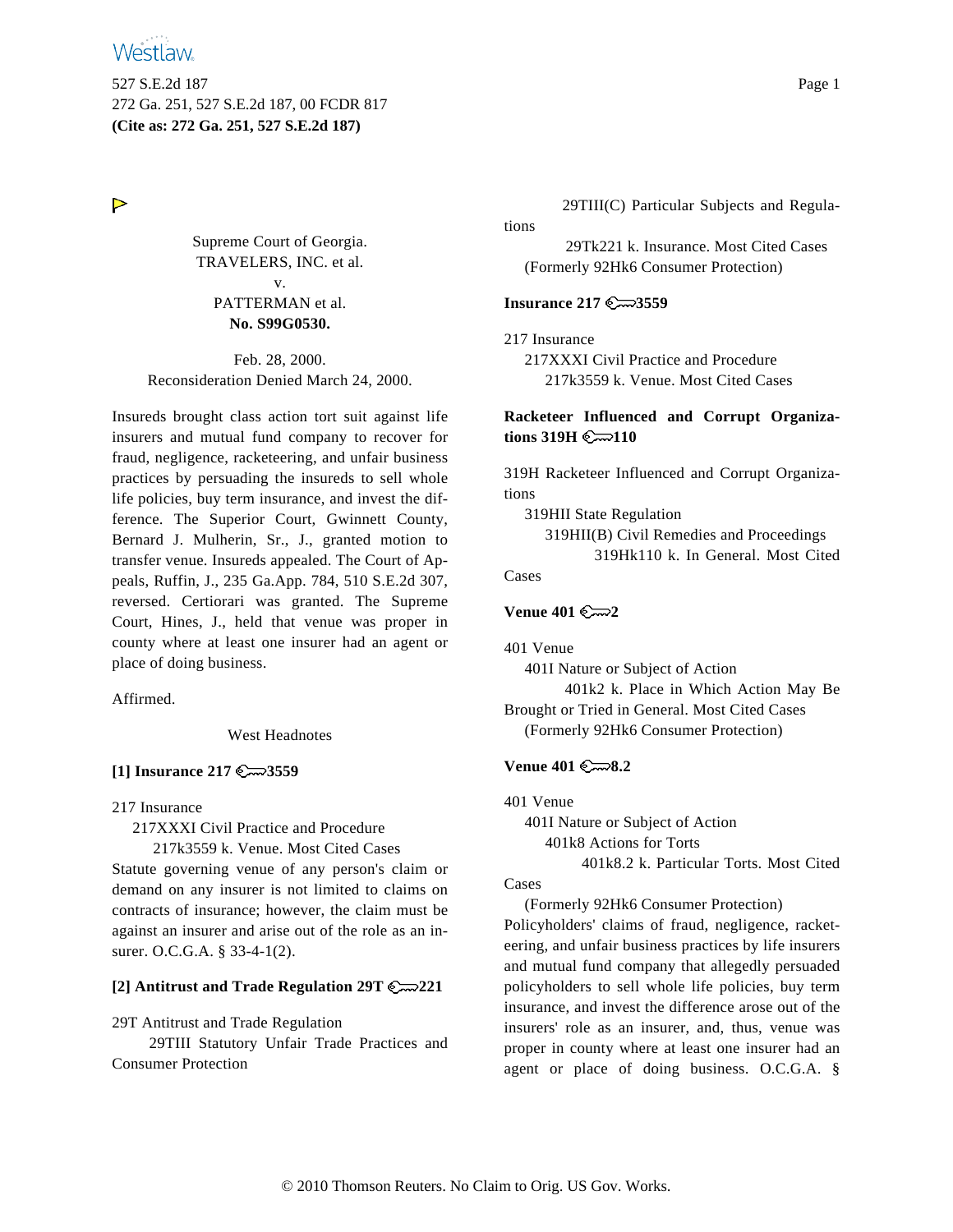Supreme Court of Georgia.
TRAVELERS, INC. et al.
v.
PATTERMAN et al.
**No. S99G0530.**

Feb. 28, 2000.
Reconsideration Denied March 24, 2000.

Insureds brought class action tort suit against life insurers and mutual fund company to recover for fraud, negligence, racketeering, and unfair business practices by persuading the insureds to sell whole life policies, buy term insurance, and invest the difference. The Superior Court, Gwinnett County, Bernard J. Mulherin, Sr., J., granted motion to transfer venue. Insureds appealed. The Court of Appeals, Ruffin, J., 235 Ga.App. 784, 510 S.E.2d 307, reversed. Certiorari was granted. The Supreme Court, Hines, J., held that venue was proper in county where at least one insurer had an agent or place of doing business.

Affirmed.

West Headnotes

**[1] Insurance 217 ⚿3559**

217 Insurance
217XXXI Civil Practice and Procedure
217k3559 k. Venue. Most Cited Cases

Statute governing venue of any person's claim or demand on any insurer is not limited to claims on contracts of insurance; however, the claim must be against an insurer and arise out of the role as an insurer. O.C.G.A. § 33-4-1(2).

**[2] Antitrust and Trade Regulation 29T ⚿221**

29T Antitrust and Trade Regulation
29TIII Statutory Unfair Trade Practices and Consumer Protection
29TIII(C) Particular Subjects and Regulations
29Tk221 k. Insurance. Most Cited Cases
(Formerly 92Hk6 Consumer Protection)

**Insurance 217 ⚿3559**

217 Insurance
217XXXI Civil Practice and Procedure
217k3559 k. Venue. Most Cited Cases

**Racketeer Influenced and Corrupt Organizations 319H ⚿110**

319H Racketeer Influenced and Corrupt Organizations
319HII State Regulation
319HII(B) Civil Remedies and Proceedings
319Hk110 k. In General. Most Cited Cases

**Venue 401 ⚿2**

401 Venue
401I Nature or Subject of Action
401k2 k. Place in Which Action May Be Brought or Tried in General. Most Cited Cases
(Formerly 92Hk6 Consumer Protection)

**Venue 401 ⚿8.2**

401 Venue
401I Nature or Subject of Action
401k8 Actions for Torts
401k8.2 k. Particular Torts. Most Cited Cases
(Formerly 92Hk6 Consumer Protection)

Policyholders' claims of fraud, negligence, racketeering, and unfair business practices by life insurers and mutual fund company that allegedly persuaded policyholders to sell whole life policies, buy term insurance, and invest the difference arose out of the insurers' role as an insurer, and, thus, venue was proper in county where at least one insurer had an agent or place of doing business. O.C.G.A. §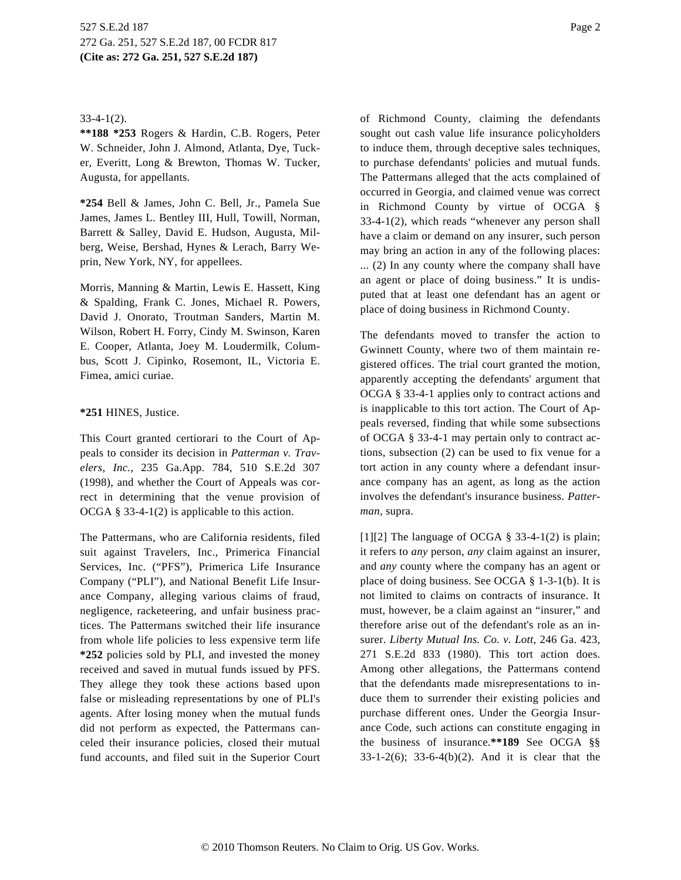33-4-1(2).

**\*\*188 \*253** Rogers & Hardin, C.B. Rogers, Peter W. Schneider, John J. Almond, Atlanta, Dye, Tucker, Everitt, Long & Brewton, Thomas W. Tucker, Augusta, for appellants.

**\*254** Bell & James, John C. Bell, Jr., Pamela Sue James, James L. Bentley III, Hull, Towill, Norman, Barrett & Salley, David E. Hudson, Augusta, Milberg, Weise, Bershad, Hynes & Lerach, Barry Weprin, New York, NY, for appellees.

Morris, Manning & Martin, Lewis E. Hassett, King & Spalding, Frank C. Jones, Michael R. Powers, David J. Onorato, Troutman Sanders, Martin M. Wilson, Robert H. Forry, Cindy M. Swinson, Karen E. Cooper, Atlanta, Joey M. Loudermilk, Columbus, Scott J. Cipinko, Rosemont, IL, Victoria E. Fimea, amici curiae.

**\*251** HINES, Justice.

This Court granted certiorari to the Court of Appeals to consider its decision in *Patterman v. Travelers, Inc.,* 235 Ga.App. 784, 510 S.E.2d 307 (1998), and whether the Court of Appeals was correct in determining that the venue provision of OCGA § 33-4-1(2) is applicable to this action.

The Pattermans, who are California residents, filed suit against Travelers, Inc., Primerica Financial Services, Inc. ("PFS"), Primerica Life Insurance Company ("PLI"), and National Benefit Life Insurance Company, alleging various claims of fraud, negligence, racketeering, and unfair business practices. The Pattermans switched their life insurance from whole life policies to less expensive term life **\*252** policies sold by PLI, and invested the money received and saved in mutual funds issued by PFS. They allege they took these actions based upon false or misleading representations by one of PLI's agents. After losing money when the mutual funds did not perform as expected, the Pattermans canceled their insurance policies, closed their mutual fund accounts, and filed suit in the Superior Court of Richmond County, claiming the defendants sought out cash value life insurance policyholders to induce them, through deceptive sales techniques, to purchase defendants' policies and mutual funds. The Pattermans alleged that the acts complained of occurred in Georgia, and claimed venue was correct in Richmond County by virtue of OCGA § 33-4-1(2), which reads "whenever any person shall have a claim or demand on any insurer, such person may bring an action in any of the following places: ... (2) In any county where the company shall have an agent or place of doing business." It is undisputed that at least one defendant has an agent or place of doing business in Richmond County.

The defendants moved to transfer the action to Gwinnett County, where two of them maintain registered offices. The trial court granted the motion, apparently accepting the defendants' argument that OCGA § 33-4-1 applies only to contract actions and is inapplicable to this tort action. The Court of Appeals reversed, finding that while some subsections of OCGA § 33-4-1 may pertain only to contract actions, subsection (2) can be used to fix venue for a tort action in any county where a defendant insurance company has an agent, as long as the action involves the defendant's insurance business. *Patterman,* supra.

[1][2] The language of OCGA § 33-4-1(2) is plain; it refers to *any* person, *any* claim against an insurer, and *any* county where the company has an agent or place of doing business. See OCGA § 1-3-1(b). It is not limited to claims on contracts of insurance. It must, however, be a claim against an "insurer," and therefore arise out of the defendant's role as an insurer. *Liberty Mutual Ins. Co. v. Lott,* 246 Ga. 423, 271 S.E.2d 833 (1980). This tort action does. Among other allegations, the Pattermans contend that the defendants made misrepresentations to induce them to surrender their existing policies and purchase different ones. Under the Georgia Insurance Code, such actions can constitute engaging in the business of insurance.**\*\*189** See OCGA §§ 33-1-2(6); 33-6-4(b)(2). And it is clear that the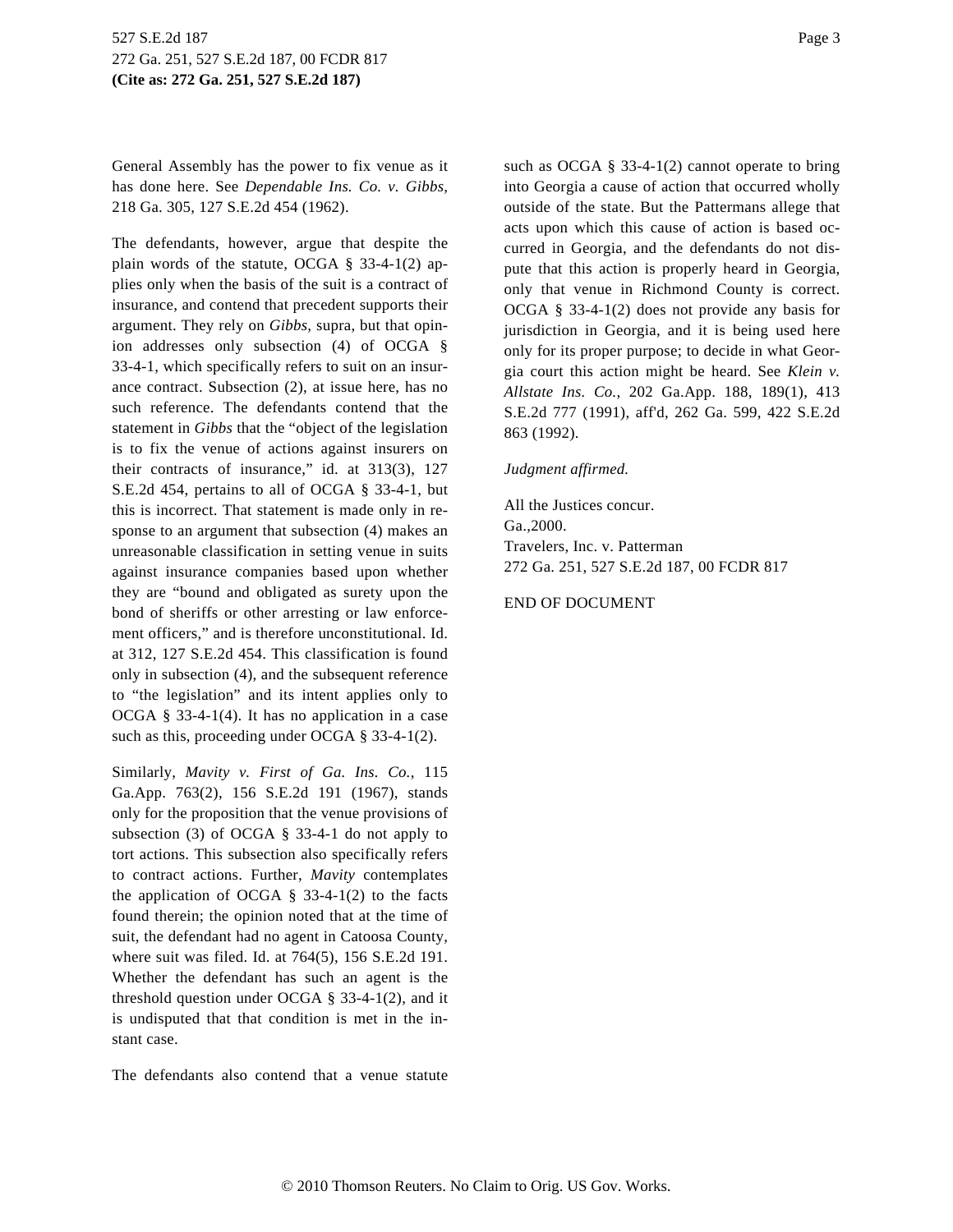General Assembly has the power to fix venue as it has done here. See *Dependable Ins. Co. v. Gibbs,* 218 Ga. 305, 127 S.E.2d 454 (1962).

The defendants, however, argue that despite the plain words of the statute, OCGA § 33-4-1(2) applies only when the basis of the suit is a contract of insurance, and contend that precedent supports their argument. They rely on *Gibbs,* supra, but that opinion addresses only subsection (4) of OCGA § 33-4-1, which specifically refers to suit on an insurance contract. Subsection (2), at issue here, has no such reference. The defendants contend that the statement in *Gibbs* that the "object of the legislation is to fix the venue of actions against insurers on their contracts of insurance," id. at 313(3), 127 S.E.2d 454, pertains to all of OCGA § 33-4-1, but this is incorrect. That statement is made only in response to an argument that subsection (4) makes an unreasonable classification in setting venue in suits against insurance companies based upon whether they are "bound and obligated as surety upon the bond of sheriffs or other arresting or law enforcement officers," and is therefore unconstitutional. Id. at 312, 127 S.E.2d 454. This classification is found only in subsection (4), and the subsequent reference to "the legislation" and its intent applies only to OCGA § 33-4-1(4). It has no application in a case such as this, proceeding under OCGA § 33-4-1(2).

Similarly, *Mavity v. First of Ga. Ins. Co.,* 115 Ga.App. 763(2), 156 S.E.2d 191 (1967), stands only for the proposition that the venue provisions of subsection (3) of OCGA § 33-4-1 do not apply to tort actions. This subsection also specifically refers to contract actions. Further, *Mavity* contemplates the application of OCGA § 33-4-1(2) to the facts found therein; the opinion noted that at the time of suit, the defendant had no agent in Catoosa County, where suit was filed. Id. at 764(5), 156 S.E.2d 191. Whether the defendant has such an agent is the threshold question under OCGA § 33-4-1(2), and it is undisputed that that condition is met in the instant case.

The defendants also contend that a venue statute such as OCGA § 33-4-1(2) cannot operate to bring into Georgia a cause of action that occurred wholly outside of the state. But the Pattermans allege that acts upon which this cause of action is based occurred in Georgia, and the defendants do not dispute that this action is properly heard in Georgia, only that venue in Richmond County is correct. OCGA § 33-4-1(2) does not provide any basis for jurisdiction in Georgia, and it is being used here only for its proper purpose; to decide in what Georgia court this action might be heard. See *Klein v. Allstate Ins. Co.,* 202 Ga.App. 188, 189(1), 413 S.E.2d 777 (1991), aff'd, 262 Ga. 599, 422 S.E.2d 863 (1992).

*Judgment affirmed.*

All the Justices concur.
Ga.,2000.
Travelers, Inc. v. Patterman
272 Ga. 251, 527 S.E.2d 187, 00 FCDR 817

END OF DOCUMENT